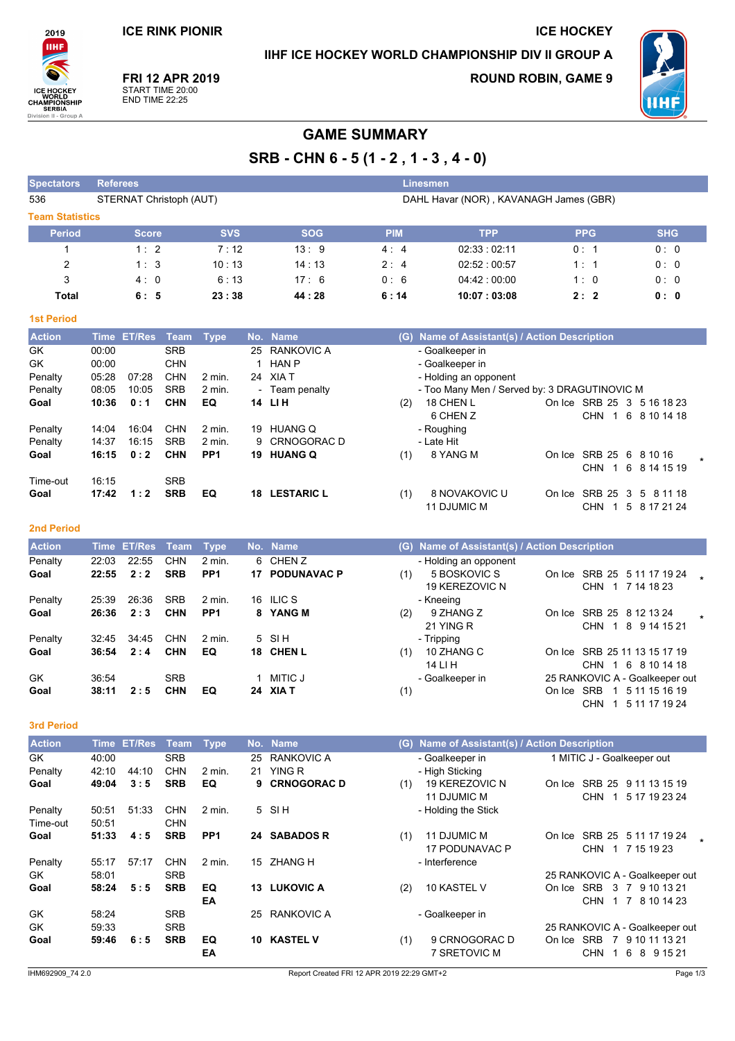ICE RINK PIONIR

ICE HOCKEY

IIHF ICE HOCKEY WORLD CHAMPIONSHIP DIV II GROUP A

**FRI 12 APR 2019**
START TIME 20:00
END TIME 22:25

ROUND ROBIN, GAME 9

# GAME SUMMARY

## SRB - CHN 6 - 5 (1 - 2 , 1 - 3 , 4 - 0)

| Spectators | Referees | Linesmen |
|---|---|---|
| 536 | STERNAT Christoph (AUT) | DAHL Havar (NOR) , KAVANAGH James (GBR) |

### Team Statistics

| Period | Score | SVS | SOG | PIM | TPP | PPG | SHG |
|---|---|---|---|---|---|---|---|
| 1 | 1 : 2 | 7 : 12 | 13 : 9 | 4 : 4 | 02:33 : 02:11 | 0 : 1 | 0 : 0 |
| 2 | 1 : 3 | 10 : 13 | 14 : 13 | 2 : 4 | 02:52 : 00:57 | 1 : 1 | 0 : 0 |
| 3 | 4 : 0 | 6 : 13 | 17 : 6 | 0 : 6 | 04:42 : 00:00 | 1 : 0 | 0 : 0 |
| **Total** | **6 : 5** | **23 : 38** | **44 : 28** | **6 : 14** | **10:07 : 03:08** | **2 : 2** | **0 : 0** |

### 1st Period

| Action | Time | ET/Res | Team | Type | No. | Name | (G) | Name of Assistant(s) / Action Description | On Ice |
|---|---|---|---|---|---|---|---|---|---|
| GK | 00:00 | | SRB | | 25 | RANKOVIC A | | - Goalkeeper in | |
| GK | 00:00 | | CHN | | 1 | HAN P | | - Goalkeeper in | |
| Penalty | 05:28 | 07:28 | CHN | 2 min. | 24 | XIA T | | - Holding an opponent | |
| Penalty | 08:05 | 10:05 | SRB | 2 min. | - | Team penalty | | - Too Many Men / Served by: 3 DRAGUTINOVIC M | |
| **Goal** | **10:36** | **0 : 1** | **CHN** | **EQ** | **14** | **LI H** | (2) | 18 CHEN L, 6 CHEN Z | SRB 25 3 5 16 18 23; CHN 1 6 8 10 14 18 |
| Penalty | 14:04 | 16:04 | CHN | 2 min. | 19 | HUANG Q | | - Roughing | |
| Penalty | 14:37 | 16:15 | SRB | 2 min. | 9 | CRNOGORAC D | | - Late Hit | |
| **Goal** | **16:15** | **0 : 2** | **CHN** | **PP1** | **19** | **HUANG Q** | (1) | 8 YANG M | SRB 25 6 8 10 16; CHN 1 6 8 14 15 19 * |
| Time-out | 16:15 | | SRB | | | | | | |
| **Goal** | **17:42** | **1 : 2** | **SRB** | **EQ** | **18** | **LESTARIC L** | (1) | 8 NOVAKOVIC U, 11 DJUMIC M | SRB 25 3 5 8 11 18; CHN 1 5 8 17 21 24 |

### 2nd Period

| Action | Time | ET/Res | Team | Type | No. | Name | (G) | Name of Assistant(s) / Action Description | On Ice |
|---|---|---|---|---|---|---|---|---|---|
| Penalty | 22:03 | 22:55 | CHN | 2 min. | 6 | CHEN Z | | - Holding an opponent | |
| **Goal** | **22:55** | **2 : 2** | **SRB** | **PP1** | **17** | **PODUNAVAC P** | (1) | 5 BOSKOVIC S, 19 KEREZOVIC N | SRB 25 5 11 17 19 24; CHN 1 7 14 18 23 * |
| Penalty | 25:39 | 26:36 | SRB | 2 min. | 16 | ILIC S | | - Kneeing | |
| **Goal** | **26:36** | **2 : 3** | **CHN** | **PP1** | **8** | **YANG M** | (2) | 9 ZHANG Z, 21 YING R | SRB 25 8 12 13 24; CHN 1 8 9 14 15 21 * |
| Penalty | 32:45 | 34:45 | CHN | 2 min. | 5 | SI H | | - Tripping | |
| **Goal** | **36:54** | **2 : 4** | **CHN** | **EQ** | **18** | **CHEN L** | (1) | 10 ZHANG C, 14 LI H | SRB 25 11 13 15 17 19; CHN 1 6 8 10 14 18 |
| GK | 36:54 | | SRB | | 1 | MITIC J | | - Goalkeeper in | 25 RANKOVIC A - Goalkeeper out |
| **Goal** | **38:11** | **2 : 5** | **CHN** | **EQ** | **24** | **XIA T** | (1) | | SRB 1 5 11 15 16 19; CHN 1 5 11 17 19 24 |

### 3rd Period

| Action | Time | ET/Res | Team | Type | No. | Name | (G) | Name of Assistant(s) / Action Description | On Ice |
|---|---|---|---|---|---|---|---|---|---|
| GK | 40:00 | | SRB | | 25 | RANKOVIC A | | - Goalkeeper in | 1 MITIC J - Goalkeeper out |
| Penalty | 42:10 | 44:10 | CHN | 2 min. | 21 | YING R | | - High Sticking | |
| **Goal** | **49:04** | **3 : 5** | **SRB** | **EQ** | **9** | **CRNOGORAC D** | (1) | 19 KEREZOVIC N, 11 DJUMIC M | SRB 25 9 11 13 15 19; CHN 1 5 17 19 23 24 |
| Penalty | 50:51 | 51:33 | CHN | 2 min. | 5 | SI H | | - Holding the Stick | |
| Time-out | 50:51 | | CHN | | | | | | |
| **Goal** | **51:33** | **4 : 5** | **SRB** | **PP1** | **24** | **SABADOS R** | (1) | 11 DJUMIC M, 17 PODUNAVAC P | SRB 25 5 11 17 19 24; CHN 1 7 15 19 23 * |
| Penalty | 55:17 | 57:17 | CHN | 2 min. | 15 | ZHANG H | | - Interference | |
| GK | 58:01 | | SRB | | | | | | 25 RANKOVIC A - Goalkeeper out |
| **Goal** | **58:24** | **5 : 5** | **SRB** | **EQ EA** | **13** | **LUKOVIC A** | (2) | 10 KASTEL V | SRB 3 7 9 10 13 21; CHN 1 7 8 10 14 23 |
| GK | 58:24 | | SRB | | 25 | RANKOVIC A | | - Goalkeeper in | |
| GK | 59:33 | | SRB | | | | | | 25 RANKOVIC A - Goalkeeper out |
| **Goal** | **59:46** | **6 : 5** | **SRB** | **EQ EA** | **10** | **KASTEL V** | (1) | 9 CRNOGORAC D, 7 SRETOVIC M | SRB 7 9 10 11 13 21; CHN 1 6 8 9 15 21 |

IHM692909_74 2.0 Report Created FRI 12 APR 2019 22:29 GMT+2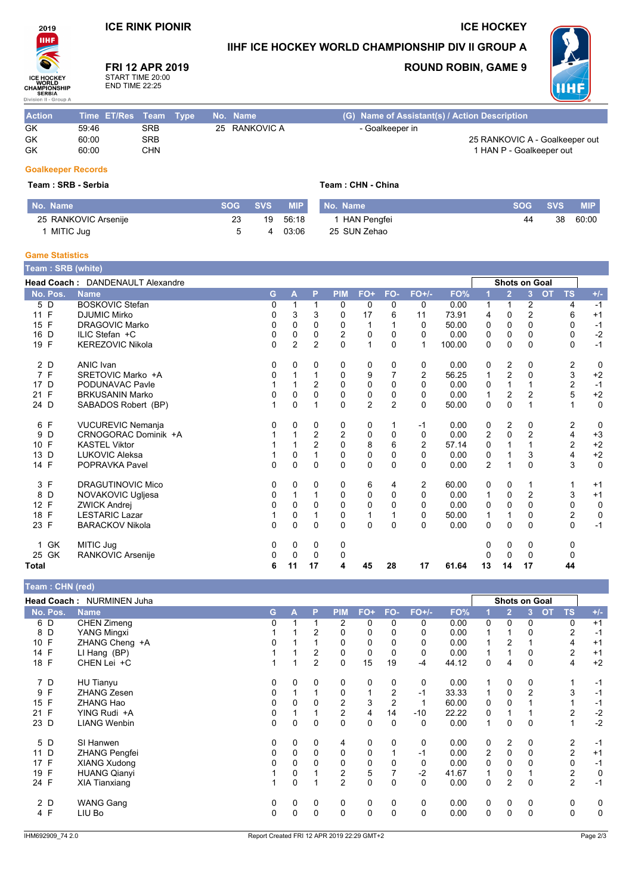# ICE RINK PIONIR

# ICE HOCKEY

## IIHF ICE HOCKEY WORLD CHAMPIONSHIP DIV II GROUP A

**FRI 12 APR 2019**
START TIME 20:00
END TIME 22:25

**ROUND ROBIN, GAME 9**

| Action | Time | ET/Res | Team | Type | No. | Name | (G) Name of Assistant(s) / Action Description |
|---|---|---|---|---|---|---|---|
| GK | 59:46 | | SRB | | 25 | RANKOVIC A | - Goalkeeper in |
| GK | 60:00 | | SRB | | | | 25 RANKOVIC A - Goalkeeper out |
| GK | 60:00 | | CHN | | | | 1 HAN P - Goalkeeper out |

### Goalkeeper Records

**Team : SRB - Serbia**

| No. Name | SOG | SVS | MIP |
|---|---|---|---|
| 25 RANKOVIC Arsenije | 23 | 19 | 56:18 |
| 1 MITIC Jug | 5 | 4 | 03:06 |

**Team : CHN - China**

| No. Name | SOG | SVS | MIP |
|---|---|---|---|
| 1 HAN Pengfei | 44 | 38 | 60:00 |
| 25 SUN Zehao | | | |

### Game Statistics

**Team : SRB (white)**

Head Coach : DANDENAULT Alexandre

| No. | Pos. | Name | G | A | P | PIM | FO+ | FO- | FO+/- | FO% | 1 | 2 | 3 | OT | TS | +/- |
|---|---|---|---|---|---|---|---|---|---|---|---|---|---|---|---|---|
| | | | | | | | | | | | Shots on Goal | | | | | |
| 5 | D | BOSKOVIC Stefan | 0 | 1 | 1 | 0 | 0 | 0 | 0 | 0.00 | 1 | 1 | 2 | | 4 | -1 |
| 11 | F | DJUMIC Mirko | 0 | 3 | 3 | 0 | 17 | 6 | 11 | 73.91 | 4 | 0 | 2 | | 6 | +1 |
| 15 | F | DRAGOVIC Marko | 0 | 0 | 0 | 0 | 1 | 1 | 0 | 50.00 | 0 | 0 | 0 | | 0 | -1 |
| 16 | D | ILIC Stefan +C | 0 | 0 | 0 | 2 | 0 | 0 | 0 | 0.00 | 0 | 0 | 0 | | 0 | -2 |
| 19 | F | KEREZOVIC Nikola | 0 | 2 | 2 | 0 | 1 | 0 | 1 | 100.00 | 0 | 0 | 0 | | 0 | -1 |
| 2 | D | ANIC Ivan | 0 | 0 | 0 | 0 | 0 | 0 | 0 | 0.00 | 0 | 2 | 0 | | 2 | 0 |
| 7 | F | SRETOVIC Marko +A | 0 | 1 | 1 | 0 | 9 | 7 | 2 | 56.25 | 1 | 2 | 0 | | 3 | +2 |
| 17 | D | PODUNAVAC Pavle | 1 | 1 | 2 | 0 | 0 | 0 | 0 | 0.00 | 0 | 1 | 1 | | 2 | -1 |
| 21 | F | BRKUSANIN Marko | 0 | 0 | 0 | 0 | 0 | 0 | 0 | 0.00 | 1 | 2 | 2 | | 5 | +2 |
| 24 | D | SABADOS Robert (BP) | 1 | 0 | 1 | 0 | 2 | 2 | 0 | 50.00 | 0 | 0 | 1 | | 1 | 0 |
| 6 | F | VUCUREVIC Nemanja | 0 | 0 | 0 | 0 | 0 | 1 | -1 | 0.00 | 0 | 2 | 0 | | 2 | 0 |
| 9 | D | CRNOGORAC Dominik +A | 1 | 1 | 2 | 2 | 0 | 0 | 0 | 0.00 | 2 | 0 | 2 | | 4 | +3 |
| 10 | F | KASTEL Viktor | 1 | 1 | 2 | 0 | 8 | 6 | 2 | 57.14 | 0 | 1 | 1 | | 2 | +2 |
| 13 | D | LUKOVIC Aleksa | 1 | 0 | 1 | 0 | 0 | 0 | 0 | 0.00 | 0 | 1 | 3 | | 4 | +2 |
| 14 | F | POPRAVKA Pavel | 0 | 0 | 0 | 0 | 0 | 0 | 0 | 0.00 | 2 | 1 | 0 | | 3 | 0 |
| 3 | F | DRAGUTINOVIC Mico | 0 | 0 | 0 | 0 | 6 | 4 | 2 | 60.00 | 0 | 0 | 1 | | 1 | +1 |
| 8 | D | NOVAKOVIC Ugljesa | 0 | 1 | 1 | 0 | 0 | 0 | 0 | 0.00 | 1 | 0 | 2 | | 3 | +1 |
| 12 | F | ZWICK Andrej | 0 | 0 | 0 | 0 | 0 | 0 | 0 | 0.00 | 0 | 0 | 0 | | 0 | 0 |
| 18 | F | LESTARIC Lazar | 1 | 0 | 1 | 0 | 1 | 1 | 0 | 50.00 | 1 | 1 | 0 | | 2 | 0 |
| 23 | F | BARACKOV Nikola | 0 | 0 | 0 | 0 | 0 | 0 | 0 | 0.00 | 0 | 0 | 0 | | 0 | -1 |
| 1 | GK | MITIC Jug | 0 | 0 | 0 | 0 | | | | | 0 | 0 | 0 | | 0 | |
| 25 | GK | RANKOVIC Arsenije | 0 | 0 | 0 | 0 | | | | | 0 | 0 | 0 | | 0 | |
| **Total** | | | **6** | **11** | **17** | **4** | **45** | **28** | **17** | **61.64** | **13** | **14** | **17** | | **44** | |

**Team : CHN (red)**

Head Coach : NURMINEN Juha

| No. | Pos. | Name | G | A | P | PIM | FO+ | FO- | FO+/- | FO% | 1 | 2 | 3 | OT | TS | +/- |
|---|---|---|---|---|---|---|---|---|---|---|---|---|---|---|---|---|
| | | | | | | | | | | | Shots on Goal | | | | | |
| 6 | D | CHEN Zimeng | 0 | 1 | 1 | 2 | 0 | 0 | 0 | 0.00 | 0 | 0 | 0 | | 0 | +1 |
| 8 | D | YANG Mingxi | 1 | 1 | 2 | 0 | 0 | 0 | 0 | 0.00 | 1 | 1 | 0 | | 2 | -1 |
| 10 | F | ZHANG Cheng +A | 0 | 1 | 1 | 0 | 0 | 0 | 0 | 0.00 | 1 | 2 | 1 | | 4 | +1 |
| 14 | F | LI Hang (BP) | 1 | 1 | 2 | 0 | 0 | 0 | 0 | 0.00 | 1 | 1 | 0 | | 2 | +1 |
| 18 | F | CHEN Lei +C | 1 | 1 | 2 | 0 | 15 | 19 | -4 | 44.12 | 0 | 4 | 0 | | 4 | +2 |
| 7 | D | HU Tianyu | 0 | 0 | 0 | 0 | 0 | 0 | 0 | 0.00 | 1 | 0 | 0 | | 1 | -1 |
| 9 | F | ZHANG Zesen | 0 | 1 | 1 | 0 | 1 | 2 | -1 | 33.33 | 1 | 0 | 2 | | 3 | -1 |
| 15 | F | ZHANG Hao | 0 | 0 | 0 | 0 | 3 | 2 | 1 | 60.00 | 0 | 0 | 1 | | 1 | -1 |
| 21 | F | YING Rudi +A | 0 | 1 | 1 | 2 | 4 | 14 | -10 | 22.22 | 0 | 1 | 1 | | 2 | -2 |
| 23 | D | LIANG Wenbin | 0 | 0 | 0 | 0 | 0 | 0 | 0 | 0.00 | 1 | 0 | 0 | | 1 | -2 |
| 5 | D | SI Hanwen | 0 | 0 | 0 | 4 | 0 | 0 | 0 | 0.00 | 0 | 2 | 0 | | 2 | -1 |
| 11 | D | ZHANG Pengfei | 0 | 0 | 0 | 0 | 0 | 1 | -1 | 0.00 | 2 | 0 | 0 | | 2 | +1 |
| 17 | F | XIANG Xudong | 0 | 0 | 0 | 0 | 0 | 0 | 0 | 0.00 | 0 | 0 | 0 | | 0 | -1 |
| 19 | F | HUANG Qianyi | 1 | 0 | 1 | 2 | 5 | 7 | -2 | 41.67 | 1 | 0 | 1 | | 2 | 0 |
| 24 | F | XIA Tianxiang | 1 | 0 | 1 | 2 | 0 | 0 | 0 | 0.00 | 0 | 2 | 0 | | 2 | -1 |
| 2 | D | WANG Gang | 0 | 0 | 0 | 0 | 0 | 0 | 0 | 0.00 | 0 | 0 | 0 | | 0 | 0 |
| 4 | F | LIU Bo | 0 | 0 | 0 | 0 | 0 | 0 | 0 | 0.00 | 0 | 0 | 0 | | 0 | 0 |

IHM692909_74 2.0 Report Created FRI 12 APR 2019 22:29 GMT+2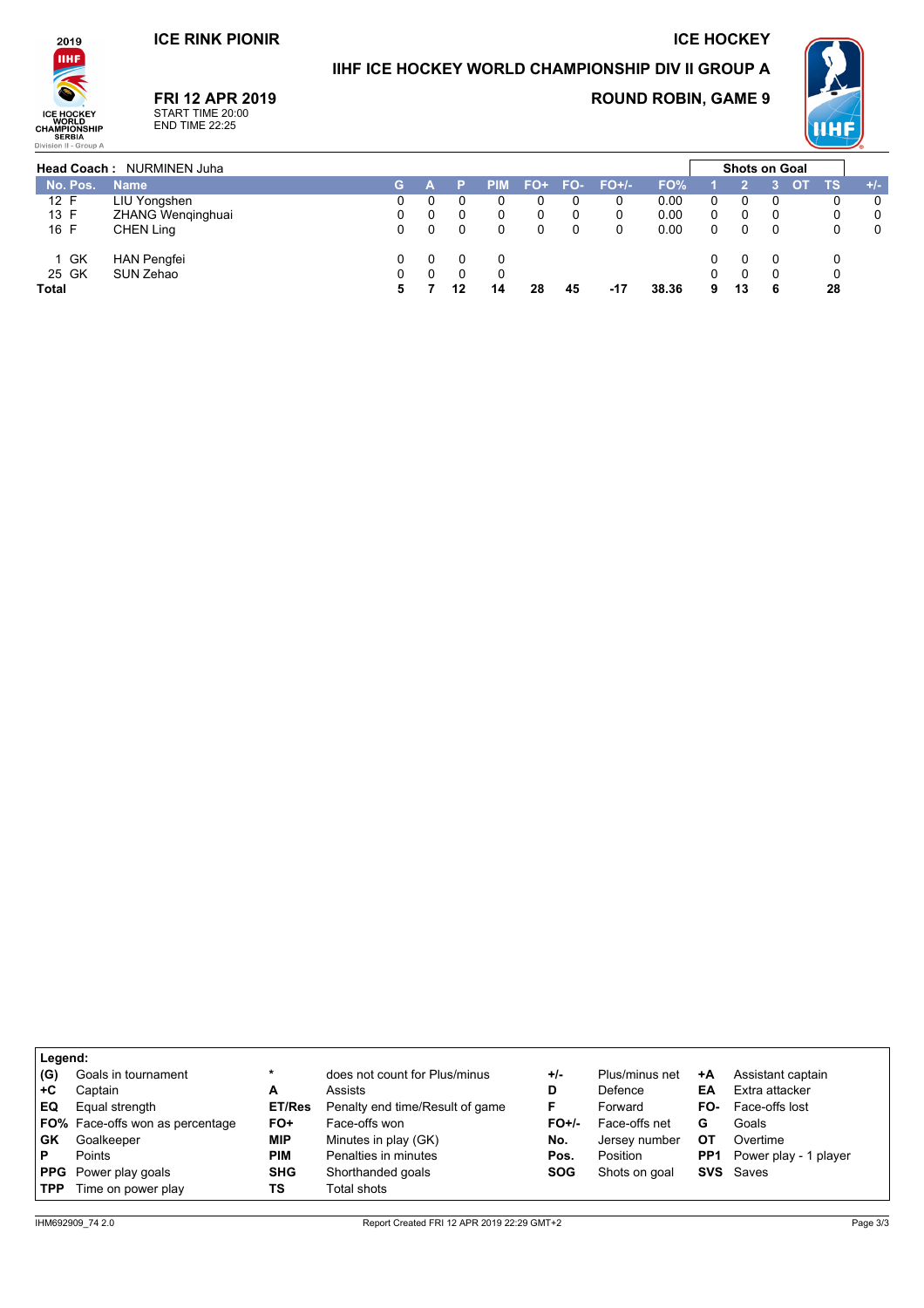ICE RINK PIONIR

ICE HOCKEY

## IIHF ICE HOCKEY WORLD CHAMPIONSHIP DIV II GROUP A

**FRI 12 APR 2019**
START TIME 20:00
END TIME 22:25

**ROUND ROBIN, GAME 9**

**Head Coach :** NURMINEN Juha

| No. | Pos. | Name | G | A | P | PIM | FO+ | FO- | FO+/- | FO% | Shots on Goal 1 | 2 | 3 | OT | TS | +/- |
|---|---|---|---|---|---|---|---|---|---|---|---|---|---|---|---|---|
| 12 | F | LIU Yongshen | 0 | 0 | 0 | 0 | 0 | 0 | 0 | 0.00 | 0 | 0 | 0 | | 0 | 0 |
| 13 | F | ZHANG Wenqinghuai | 0 | 0 | 0 | 0 | 0 | 0 | 0 | 0.00 | 0 | 0 | 0 | | 0 | 0 |
| 16 | F | CHEN Ling | 0 | 0 | 0 | 0 | 0 | 0 | 0 | 0.00 | 0 | 0 | 0 | | 0 | 0 |
| 1 | GK | HAN Pengfei | 0 | 0 | 0 | 0 | | | | | 0 | 0 | 0 | | 0 | |
| 25 | GK | SUN Zehao | 0 | 0 | 0 | 0 | | | | | 0 | 0 | 0 | | 0 | |
| **Total** | | | **5** | **7** | **12** | **14** | **28** | **45** | **-17** | **38.36** | **9** | **13** | **6** | | **28** | |

**Legend:**

| | | | | | | | |
|---|---|---|---|---|---|---|---|
| (G) | Goals in tournament | * | does not count for Plus/minus | +/- | Plus/minus net | +A | Assistant captain |
| +C | Captain | A | Assists | D | Defence | EA | Extra attacker |
| EQ | Equal strength | ET/Res | Penalty end time/Result of game | F | Forward | FO- | Face-offs lost |
| FO% | Face-offs won as percentage | FO+ | Face-offs won | FO+/- | Face-offs net | G | Goals |
| GK | Goalkeeper | MIP | Minutes in play (GK) | No. | Jersey number | OT | Overtime |
| P | Points | PIM | Penalties in minutes | Pos. | Position | PP1 | Power play - 1 player |
| PPG | Power play goals | SHG | Shorthanded goals | SOG | Shots on goal | SVS | Saves |
| TPP | Time on power play | TS | Total shots | | | | |

IHM692909_74 2.0 Report Created FRI 12 APR 2019 22:29 GMT+2